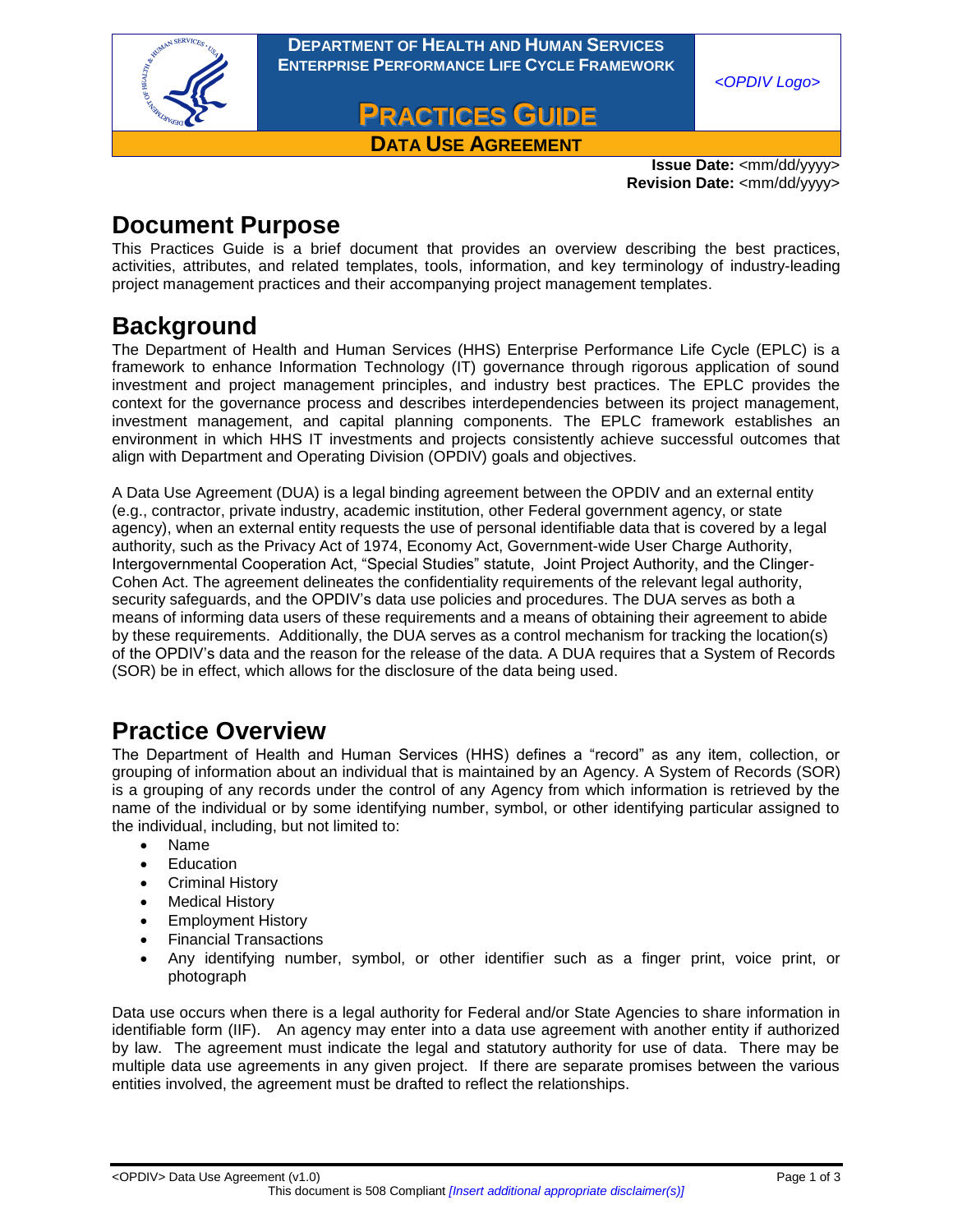**DEPARTMENT OF HEALTH AND HUMAN SERVICES**
**ENTERPRISE PERFORMANCE LIFE CYCLE FRAMEWORK**

*<OPDIV Logo>*

# PRACTICES GUIDE

**DATA USE AGREEMENT**

**Issue Date:** <mm/dd/yyyy>
**Revision Date:** <mm/dd/yyyy>

## Document Purpose

This Practices Guide is a brief document that provides an overview describing the best practices, activities, attributes, and related templates, tools, information, and key terminology of industry-leading project management practices and their accompanying project management templates.

## Background

The Department of Health and Human Services (HHS) Enterprise Performance Life Cycle (EPLC) is a framework to enhance Information Technology (IT) governance through rigorous application of sound investment and project management principles, and industry best practices. The EPLC provides the context for the governance process and describes interdependencies between its project management, investment management, and capital planning components. The EPLC framework establishes an environment in which HHS IT investments and projects consistently achieve successful outcomes that align with Department and Operating Division (OPDIV) goals and objectives.

A Data Use Agreement (DUA) is a legal binding agreement between the OPDIV and an external entity (e.g., contractor, private industry, academic institution, other Federal government agency, or state agency), when an external entity requests the use of personal identifiable data that is covered by a legal authority, such as the Privacy Act of 1974, Economy Act, Government-wide User Charge Authority, Intergovernmental Cooperation Act, "Special Studies" statute, Joint Project Authority, and the Clinger-Cohen Act. The agreement delineates the confidentiality requirements of the relevant legal authority, security safeguards, and the OPDIV's data use policies and procedures. The DUA serves as both a means of informing data users of these requirements and a means of obtaining their agreement to abide by these requirements. Additionally, the DUA serves as a control mechanism for tracking the location(s) of the OPDIV's data and the reason for the release of the data. A DUA requires that a System of Records (SOR) be in effect, which allows for the disclosure of the data being used.

## Practice Overview

The Department of Health and Human Services (HHS) defines a "record" as any item, collection, or grouping of information about an individual that is maintained by an Agency. A System of Records (SOR) is a grouping of any records under the control of any Agency from which information is retrieved by the name of the individual or by some identifying number, symbol, or other identifying particular assigned to the individual, including, but not limited to:

- Name
- Education
- Criminal History
- Medical History
- Employment History
- Financial Transactions
- Any identifying number, symbol, or other identifier such as a finger print, voice print, or photograph

Data use occurs when there is a legal authority for Federal and/or State Agencies to share information in identifiable form (IIF). An agency may enter into a data use agreement with another entity if authorized by law. The agreement must indicate the legal and statutory authority for use of data. There may be multiple data use agreements in any given project. If there are separate promises between the various entities involved, the agreement must be drafted to reflect the relationships.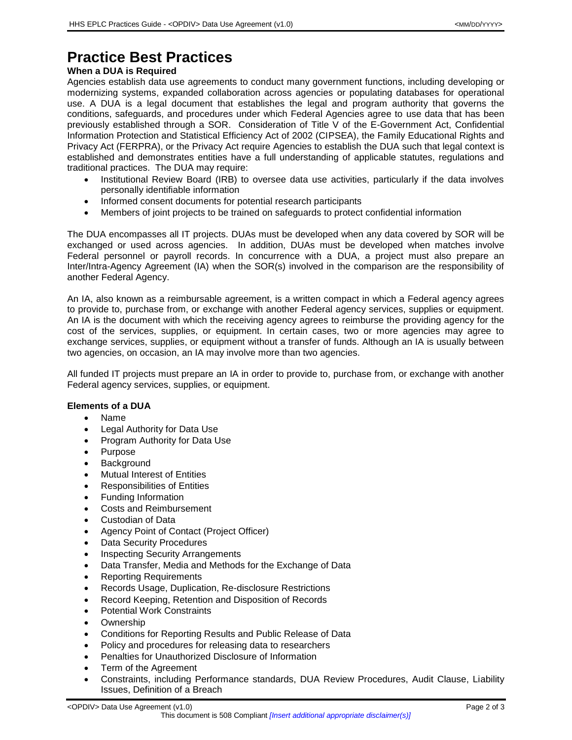# Practice Best Practices

**When a DUA is Required**

Agencies establish data use agreements to conduct many government functions, including developing or modernizing systems, expanded collaboration across agencies or populating databases for operational use. A DUA is a legal document that establishes the legal and program authority that governs the conditions, safeguards, and procedures under which Federal Agencies agree to use data that has been previously established through a SOR. Consideration of Title V of the E-Government Act, Confidential Information Protection and Statistical Efficiency Act of 2002 (CIPSEA), the Family Educational Rights and Privacy Act (FERPRA), or the Privacy Act require Agencies to establish the DUA such that legal context is established and demonstrates entities have a full understanding of applicable statutes, regulations and traditional practices. The DUA may require:

- Institutional Review Board (IRB) to oversee data use activities, particularly if the data involves personally identifiable information
- Informed consent documents for potential research participants
- Members of joint projects to be trained on safeguards to protect confidential information

The DUA encompasses all IT projects. DUAs must be developed when any data covered by SOR will be exchanged or used across agencies. In addition, DUAs must be developed when matches involve Federal personnel or payroll records. In concurrence with a DUA, a project must also prepare an Inter/Intra-Agency Agreement (IA) when the SOR(s) involved in the comparison are the responsibility of another Federal Agency.

An IA, also known as a reimbursable agreement, is a written compact in which a Federal agency agrees to provide to, purchase from, or exchange with another Federal agency services, supplies or equipment. An IA is the document with which the receiving agency agrees to reimburse the providing agency for the cost of the services, supplies, or equipment. In certain cases, two or more agencies may agree to exchange services, supplies, or equipment without a transfer of funds. Although an IA is usually between two agencies, on occasion, an IA may involve more than two agencies.

All funded IT projects must prepare an IA in order to provide to, purchase from, or exchange with another Federal agency services, supplies, or equipment.

**Elements of a DUA**

- Name
- Legal Authority for Data Use
- Program Authority for Data Use
- Purpose
- Background
- Mutual Interest of Entities
- Responsibilities of Entities
- Funding Information
- Costs and Reimbursement
- Custodian of Data
- Agency Point of Contact (Project Officer)
- Data Security Procedures
- Inspecting Security Arrangements
- Data Transfer, Media and Methods for the Exchange of Data
- Reporting Requirements
- Records Usage, Duplication, Re-disclosure Restrictions
- Record Keeping, Retention and Disposition of Records
- Potential Work Constraints
- Ownership
- Conditions for Reporting Results and Public Release of Data
- Policy and procedures for releasing data to researchers
- Penalties for Unauthorized Disclosure of Information
- Term of the Agreement
- Constraints, including Performance standards, DUA Review Procedures, Audit Clause, Liability Issues, Definition of a Breach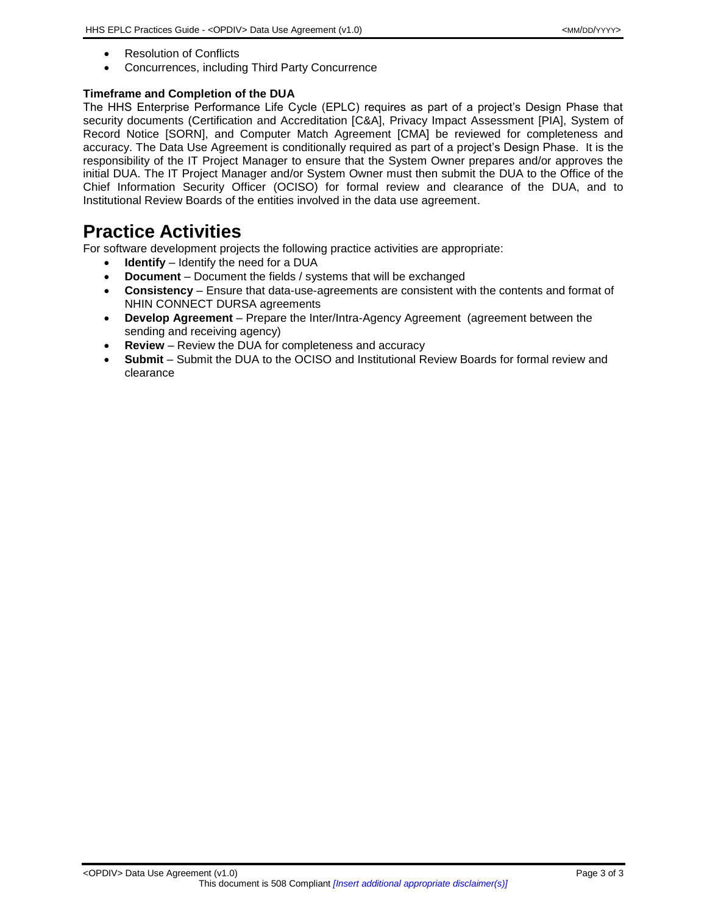- Resolution of Conflicts
- Concurrences, including Third Party Concurrence

**Timeframe and Completion of the DUA**

The HHS Enterprise Performance Life Cycle (EPLC) requires as part of a project's Design Phase that security documents (Certification and Accreditation [C&A], Privacy Impact Assessment [PIA], System of Record Notice [SORN], and Computer Match Agreement [CMA] be reviewed for completeness and accuracy. The Data Use Agreement is conditionally required as part of a project's Design Phase. It is the responsibility of the IT Project Manager to ensure that the System Owner prepares and/or approves the initial DUA. The IT Project Manager and/or System Owner must then submit the DUA to the Office of the Chief Information Security Officer (OCISO) for formal review and clearance of the DUA, and to Institutional Review Boards of the entities involved in the data use agreement.

# Practice Activities

For software development projects the following practice activities are appropriate:

- **Identify** – Identify the need for a DUA
- **Document** – Document the fields / systems that will be exchanged
- **Consistency** – Ensure that data-use-agreements are consistent with the contents and format of NHIN CONNECT DURSA agreements
- **Develop Agreement** – Prepare the Inter/Intra-Agency Agreement (agreement between the sending and receiving agency)
- **Review** – Review the DUA for completeness and accuracy
- **Submit** – Submit the DUA to the OCISO and Institutional Review Boards for formal review and clearance